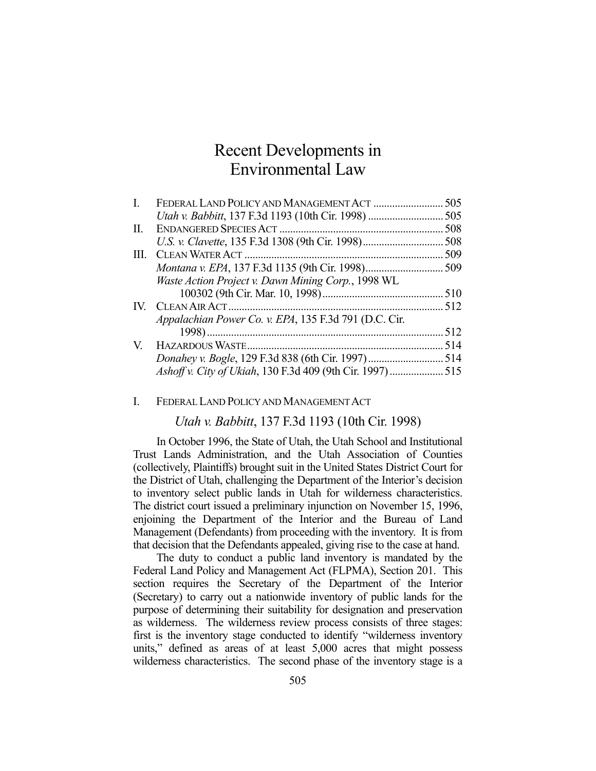# Recent Developments in Environmental Law

| | | |
|---|---|---|
| I. | FEDERAL LAND POLICY AND MANAGEMENT ACT | 505 |
| | *Utah v. Babbitt*, 137 F.3d 1193 (10th Cir. 1998) | 505 |
| II. | ENDANGERED SPECIES ACT | 508 |
| | *U.S. v. Clavette*, 135 F.3d 1308 (9th Cir. 1998) | 508 |
| III. | CLEAN WATER ACT | 509 |
| | *Montana v. EPA*, 137 F.3d 1135 (9th Cir. 1998) | 509 |
| | *Waste Action Project v. Dawn Mining Corp.*, 1998 WL 100302 (9th Cir. Mar. 10, 1998) | 510 |
| IV. | CLEAN AIR ACT | 512 |
| | *Appalachian Power Co. v. EPA*, 135 F.3d 791 (D.C. Cir. 1998) | 512 |
| V. | HAZARDOUS WASTE | 514 |
| | *Donahey v. Bogle*, 129 F.3d 838 (6th Cir. 1997) | 514 |
| | *Ashoff v. City of Ukiah*, 130 F.3d 409 (9th Cir. 1997) | 515 |

## I. FEDERAL LAND POLICY AND MANAGEMENT ACT

### *Utah v. Babbitt*, 137 F.3d 1193 (10th Cir. 1998)

In October 1996, the State of Utah, the Utah School and Institutional Trust Lands Administration, and the Utah Association of Counties (collectively, Plaintiffs) brought suit in the United States District Court for the District of Utah, challenging the Department of the Interior's decision to inventory select public lands in Utah for wilderness characteristics. The district court issued a preliminary injunction on November 15, 1996, enjoining the Department of the Interior and the Bureau of Land Management (Defendants) from proceeding with the inventory. It is from that decision that the Defendants appealed, giving rise to the case at hand.

The duty to conduct a public land inventory is mandated by the Federal Land Policy and Management Act (FLPMA), Section 201. This section requires the Secretary of the Department of the Interior (Secretary) to carry out a nationwide inventory of public lands for the purpose of determining their suitability for designation and preservation as wilderness. The wilderness review process consists of three stages: first is the inventory stage conducted to identify "wilderness inventory units," defined as areas of at least 5,000 acres that might possess wilderness characteristics. The second phase of the inventory stage is a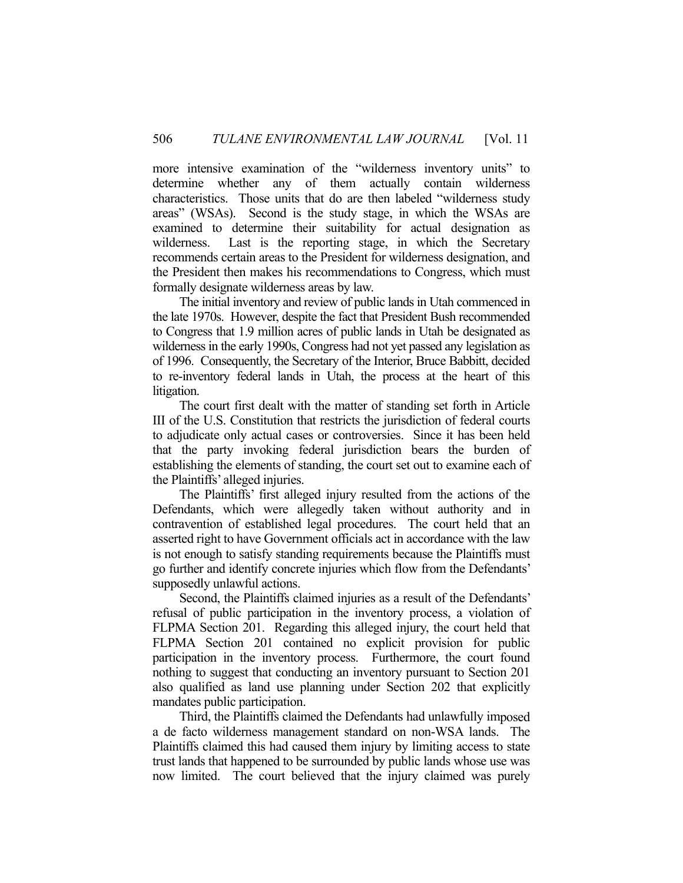more intensive examination of the "wilderness inventory units" to determine whether any of them actually contain wilderness characteristics. Those units that do are then labeled "wilderness study areas" (WSAs). Second is the study stage, in which the WSAs are examined to determine their suitability for actual designation as wilderness. Last is the reporting stage, in which the Secretary recommends certain areas to the President for wilderness designation, and the President then makes his recommendations to Congress, which must formally designate wilderness areas by law.

The initial inventory and review of public lands in Utah commenced in the late 1970s. However, despite the fact that President Bush recommended to Congress that 1.9 million acres of public lands in Utah be designated as wilderness in the early 1990s, Congress had not yet passed any legislation as of 1996. Consequently, the Secretary of the Interior, Bruce Babbitt, decided to re-inventory federal lands in Utah, the process at the heart of this litigation.

The court first dealt with the matter of standing set forth in Article III of the U.S. Constitution that restricts the jurisdiction of federal courts to adjudicate only actual cases or controversies. Since it has been held that the party invoking federal jurisdiction bears the burden of establishing the elements of standing, the court set out to examine each of the Plaintiffs' alleged injuries.

The Plaintiffs' first alleged injury resulted from the actions of the Defendants, which were allegedly taken without authority and in contravention of established legal procedures. The court held that an asserted right to have Government officials act in accordance with the law is not enough to satisfy standing requirements because the Plaintiffs must go further and identify concrete injuries which flow from the Defendants' supposedly unlawful actions.

Second, the Plaintiffs claimed injuries as a result of the Defendants' refusal of public participation in the inventory process, a violation of FLPMA Section 201. Regarding this alleged injury, the court held that FLPMA Section 201 contained no explicit provision for public participation in the inventory process. Furthermore, the court found nothing to suggest that conducting an inventory pursuant to Section 201 also qualified as land use planning under Section 202 that explicitly mandates public participation.

Third, the Plaintiffs claimed the Defendants had unlawfully imposed a de facto wilderness management standard on non-WSA lands. The Plaintiffs claimed this had caused them injury by limiting access to state trust lands that happened to be surrounded by public lands whose use was now limited. The court believed that the injury claimed was purely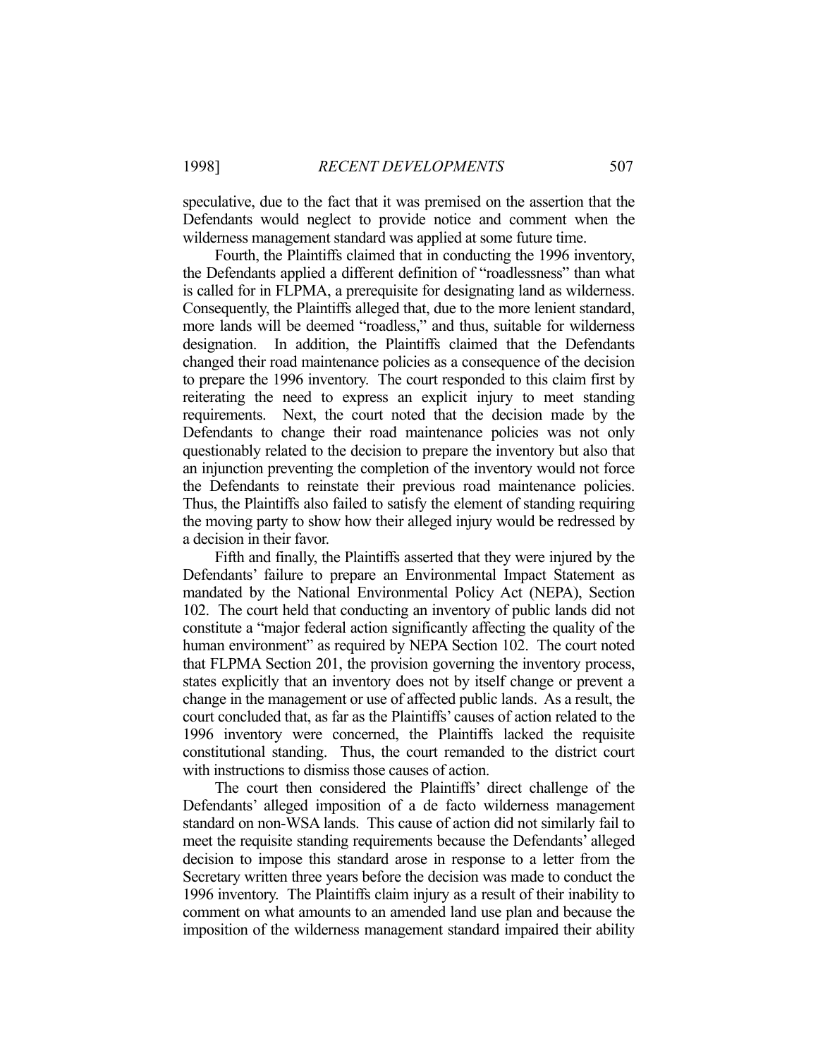speculative, due to the fact that it was premised on the assertion that the Defendants would neglect to provide notice and comment when the wilderness management standard was applied at some future time.

Fourth, the Plaintiffs claimed that in conducting the 1996 inventory, the Defendants applied a different definition of "roadlessness" than what is called for in FLPMA, a prerequisite for designating land as wilderness. Consequently, the Plaintiffs alleged that, due to the more lenient standard, more lands will be deemed "roadless," and thus, suitable for wilderness designation. In addition, the Plaintiffs claimed that the Defendants changed their road maintenance policies as a consequence of the decision to prepare the 1996 inventory. The court responded to this claim first by reiterating the need to express an explicit injury to meet standing requirements. Next, the court noted that the decision made by the Defendants to change their road maintenance policies was not only questionably related to the decision to prepare the inventory but also that an injunction preventing the completion of the inventory would not force the Defendants to reinstate their previous road maintenance policies. Thus, the Plaintiffs also failed to satisfy the element of standing requiring the moving party to show how their alleged injury would be redressed by a decision in their favor.

Fifth and finally, the Plaintiffs asserted that they were injured by the Defendants' failure to prepare an Environmental Impact Statement as mandated by the National Environmental Policy Act (NEPA), Section 102. The court held that conducting an inventory of public lands did not constitute a "major federal action significantly affecting the quality of the human environment" as required by NEPA Section 102. The court noted that FLPMA Section 201, the provision governing the inventory process, states explicitly that an inventory does not by itself change or prevent a change in the management or use of affected public lands. As a result, the court concluded that, as far as the Plaintiffs' causes of action related to the 1996 inventory were concerned, the Plaintiffs lacked the requisite constitutional standing. Thus, the court remanded to the district court with instructions to dismiss those causes of action.

The court then considered the Plaintiffs' direct challenge of the Defendants' alleged imposition of a de facto wilderness management standard on non-WSA lands. This cause of action did not similarly fail to meet the requisite standing requirements because the Defendants' alleged decision to impose this standard arose in response to a letter from the Secretary written three years before the decision was made to conduct the 1996 inventory. The Plaintiffs claim injury as a result of their inability to comment on what amounts to an amended land use plan and because the imposition of the wilderness management standard impaired their ability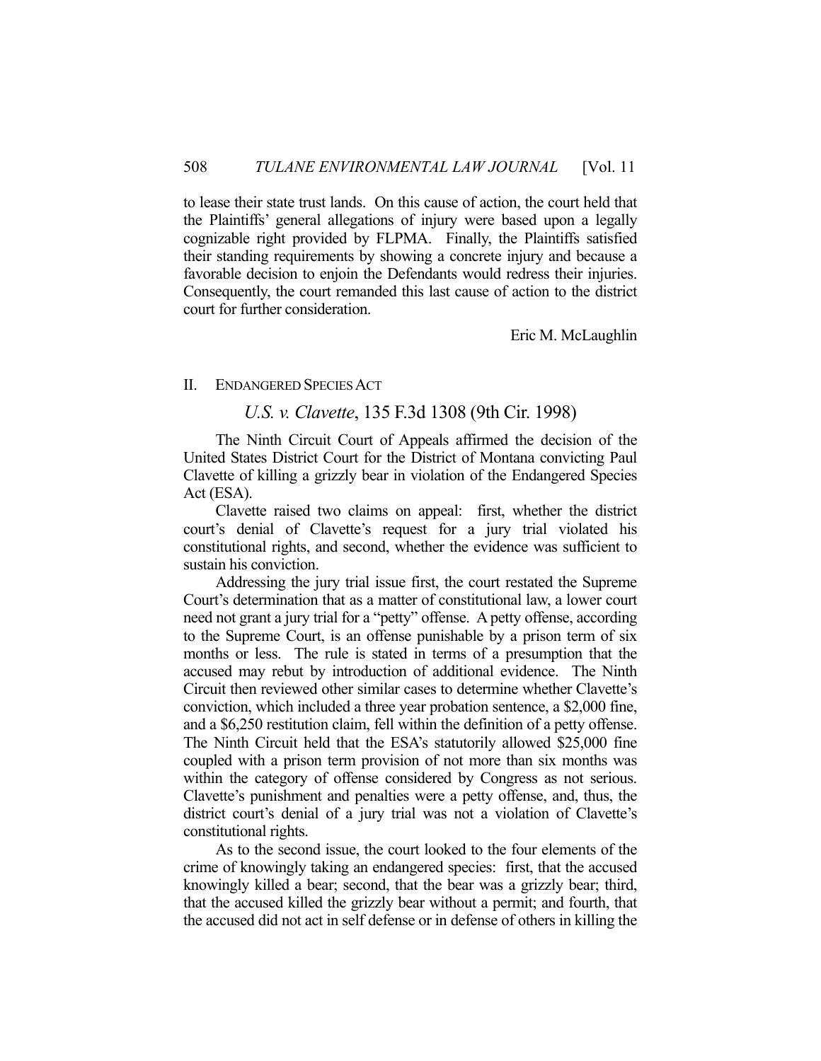to lease their state trust lands. On this cause of action, the court held that the Plaintiffs' general allegations of injury were based upon a legally cognizable right provided by FLPMA. Finally, the Plaintiffs satisfied their standing requirements by showing a concrete injury and because a favorable decision to enjoin the Defendants would redress their injuries. Consequently, the court remanded this last cause of action to the district court for further consideration.

Eric M. McLaughlin

## II. ENDANGERED SPECIES ACT

### *U.S. v. Clavette*, 135 F.3d 1308 (9th Cir. 1998)

The Ninth Circuit Court of Appeals affirmed the decision of the United States District Court for the District of Montana convicting Paul Clavette of killing a grizzly bear in violation of the Endangered Species Act (ESA).

Clavette raised two claims on appeal: first, whether the district court's denial of Clavette's request for a jury trial violated his constitutional rights, and second, whether the evidence was sufficient to sustain his conviction.

Addressing the jury trial issue first, the court restated the Supreme Court's determination that as a matter of constitutional law, a lower court need not grant a jury trial for a "petty" offense. A petty offense, according to the Supreme Court, is an offense punishable by a prison term of six months or less. The rule is stated in terms of a presumption that the accused may rebut by introduction of additional evidence. The Ninth Circuit then reviewed other similar cases to determine whether Clavette's conviction, which included a three year probation sentence, a $2,000 fine, and a $6,250 restitution claim, fell within the definition of a petty offense. The Ninth Circuit held that the ESA's statutorily allowed $25,000 fine coupled with a prison term provision of not more than six months was within the category of offense considered by Congress as not serious. Clavette's punishment and penalties were a petty offense, and, thus, the district court's denial of a jury trial was not a violation of Clavette's constitutional rights.

As to the second issue, the court looked to the four elements of the crime of knowingly taking an endangered species: first, that the accused knowingly killed a bear; second, that the bear was a grizzly bear; third, that the accused killed the grizzly bear without a permit; and fourth, that the accused did not act in self defense or in defense of others in killing the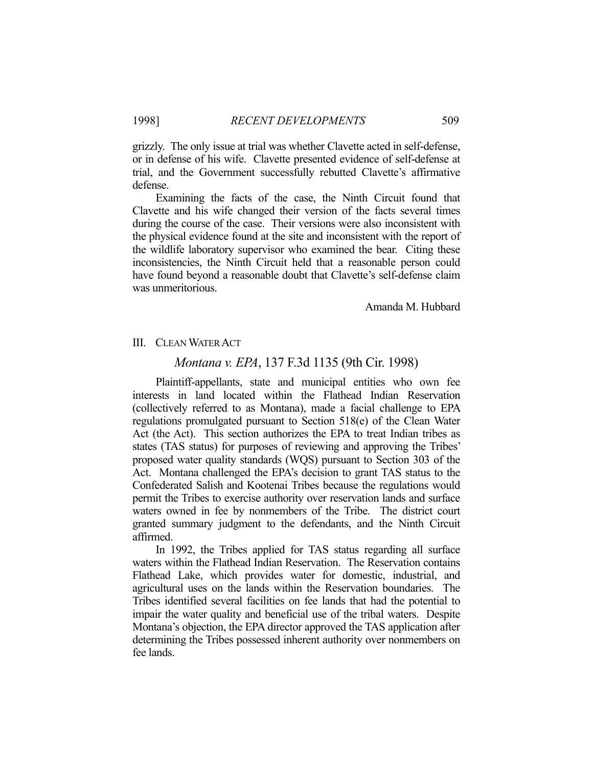grizzly. The only issue at trial was whether Clavette acted in self-defense, or in defense of his wife. Clavette presented evidence of self-defense at trial, and the Government successfully rebutted Clavette's affirmative defense.

Examining the facts of the case, the Ninth Circuit found that Clavette and his wife changed their version of the facts several times during the course of the case. Their versions were also inconsistent with the physical evidence found at the site and inconsistent with the report of the wildlife laboratory supervisor who examined the bear. Citing these inconsistencies, the Ninth Circuit held that a reasonable person could have found beyond a reasonable doubt that Clavette's self-defense claim was unmeritorious.

Amanda M. Hubbard

## III. CLEAN WATER ACT

### *Montana v. EPA*, 137 F.3d 1135 (9th Cir. 1998)

Plaintiff-appellants, state and municipal entities who own fee interests in land located within the Flathead Indian Reservation (collectively referred to as Montana), made a facial challenge to EPA regulations promulgated pursuant to Section 518(e) of the Clean Water Act (the Act). This section authorizes the EPA to treat Indian tribes as states (TAS status) for purposes of reviewing and approving the Tribes' proposed water quality standards (WQS) pursuant to Section 303 of the Act. Montana challenged the EPA's decision to grant TAS status to the Confederated Salish and Kootenai Tribes because the regulations would permit the Tribes to exercise authority over reservation lands and surface waters owned in fee by nonmembers of the Tribe. The district court granted summary judgment to the defendants, and the Ninth Circuit affirmed.

In 1992, the Tribes applied for TAS status regarding all surface waters within the Flathead Indian Reservation. The Reservation contains Flathead Lake, which provides water for domestic, industrial, and agricultural uses on the lands within the Reservation boundaries. The Tribes identified several facilities on fee lands that had the potential to impair the water quality and beneficial use of the tribal waters. Despite Montana's objection, the EPA director approved the TAS application after determining the Tribes possessed inherent authority over nonmembers on fee lands.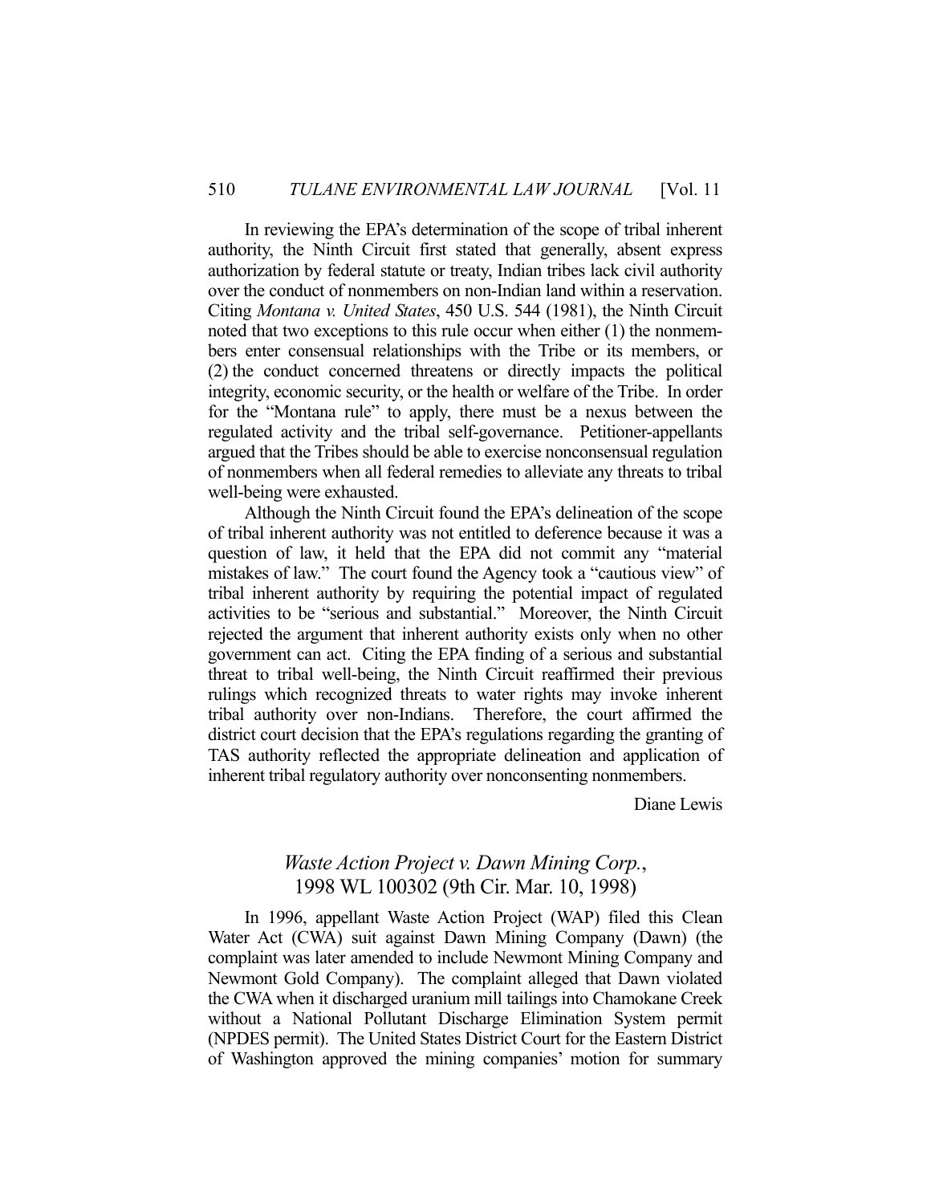In reviewing the EPA's determination of the scope of tribal inherent authority, the Ninth Circuit first stated that generally, absent express authorization by federal statute or treaty, Indian tribes lack civil authority over the conduct of nonmembers on non-Indian land within a reservation. Citing *Montana v. United States*, 450 U.S. 544 (1981), the Ninth Circuit noted that two exceptions to this rule occur when either (1) the nonmembers enter consensual relationships with the Tribe or its members, or (2) the conduct concerned threatens or directly impacts the political integrity, economic security, or the health or welfare of the Tribe. In order for the "Montana rule" to apply, there must be a nexus between the regulated activity and the tribal self-governance. Petitioner-appellants argued that the Tribes should be able to exercise nonconsensual regulation of nonmembers when all federal remedies to alleviate any threats to tribal well-being were exhausted.

Although the Ninth Circuit found the EPA's delineation of the scope of tribal inherent authority was not entitled to deference because it was a question of law, it held that the EPA did not commit any "material mistakes of law." The court found the Agency took a "cautious view" of tribal inherent authority by requiring the potential impact of regulated activities to be "serious and substantial." Moreover, the Ninth Circuit rejected the argument that inherent authority exists only when no other government can act. Citing the EPA finding of a serious and substantial threat to tribal well-being, the Ninth Circuit reaffirmed their previous rulings which recognized threats to water rights may invoke inherent tribal authority over non-Indians. Therefore, the court affirmed the district court decision that the EPA's regulations regarding the granting of TAS authority reflected the appropriate delineation and application of inherent tribal regulatory authority over nonconsenting nonmembers.

Diane Lewis

## *Waste Action Project v. Dawn Mining Corp.*, 1998 WL 100302 (9th Cir. Mar. 10, 1998)

In 1996, appellant Waste Action Project (WAP) filed this Clean Water Act (CWA) suit against Dawn Mining Company (Dawn) (the complaint was later amended to include Newmont Mining Company and Newmont Gold Company). The complaint alleged that Dawn violated the CWA when it discharged uranium mill tailings into Chamokane Creek without a National Pollutant Discharge Elimination System permit (NPDES permit). The United States District Court for the Eastern District of Washington approved the mining companies' motion for summary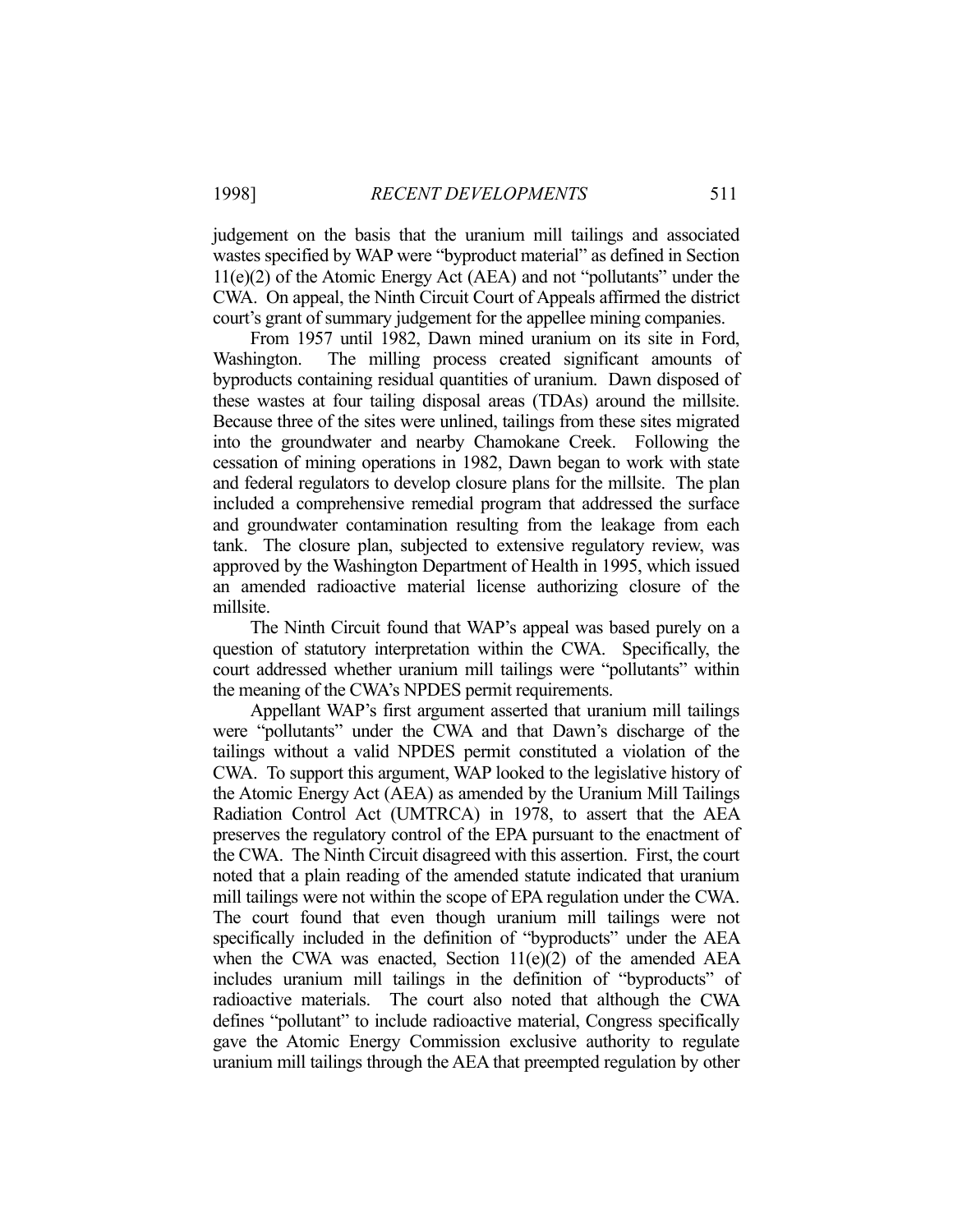judgement on the basis that the uranium mill tailings and associated wastes specified by WAP were "byproduct material" as defined in Section 11(e)(2) of the Atomic Energy Act (AEA) and not "pollutants" under the CWA. On appeal, the Ninth Circuit Court of Appeals affirmed the district court's grant of summary judgement for the appellee mining companies.

From 1957 until 1982, Dawn mined uranium on its site in Ford, Washington. The milling process created significant amounts of byproducts containing residual quantities of uranium. Dawn disposed of these wastes at four tailing disposal areas (TDAs) around the millsite. Because three of the sites were unlined, tailings from these sites migrated into the groundwater and nearby Chamokane Creek. Following the cessation of mining operations in 1982, Dawn began to work with state and federal regulators to develop closure plans for the millsite. The plan included a comprehensive remedial program that addressed the surface and groundwater contamination resulting from the leakage from each tank. The closure plan, subjected to extensive regulatory review, was approved by the Washington Department of Health in 1995, which issued an amended radioactive material license authorizing closure of the millsite.

The Ninth Circuit found that WAP's appeal was based purely on a question of statutory interpretation within the CWA. Specifically, the court addressed whether uranium mill tailings were "pollutants" within the meaning of the CWA's NPDES permit requirements.

Appellant WAP's first argument asserted that uranium mill tailings were "pollutants" under the CWA and that Dawn's discharge of the tailings without a valid NPDES permit constituted a violation of the CWA. To support this argument, WAP looked to the legislative history of the Atomic Energy Act (AEA) as amended by the Uranium Mill Tailings Radiation Control Act (UMTRCA) in 1978, to assert that the AEA preserves the regulatory control of the EPA pursuant to the enactment of the CWA. The Ninth Circuit disagreed with this assertion. First, the court noted that a plain reading of the amended statute indicated that uranium mill tailings were not within the scope of EPA regulation under the CWA. The court found that even though uranium mill tailings were not specifically included in the definition of "byproducts" under the AEA when the CWA was enacted, Section 11(e)(2) of the amended AEA includes uranium mill tailings in the definition of "byproducts" of radioactive materials. The court also noted that although the CWA defines "pollutant" to include radioactive material, Congress specifically gave the Atomic Energy Commission exclusive authority to regulate uranium mill tailings through the AEA that preempted regulation by other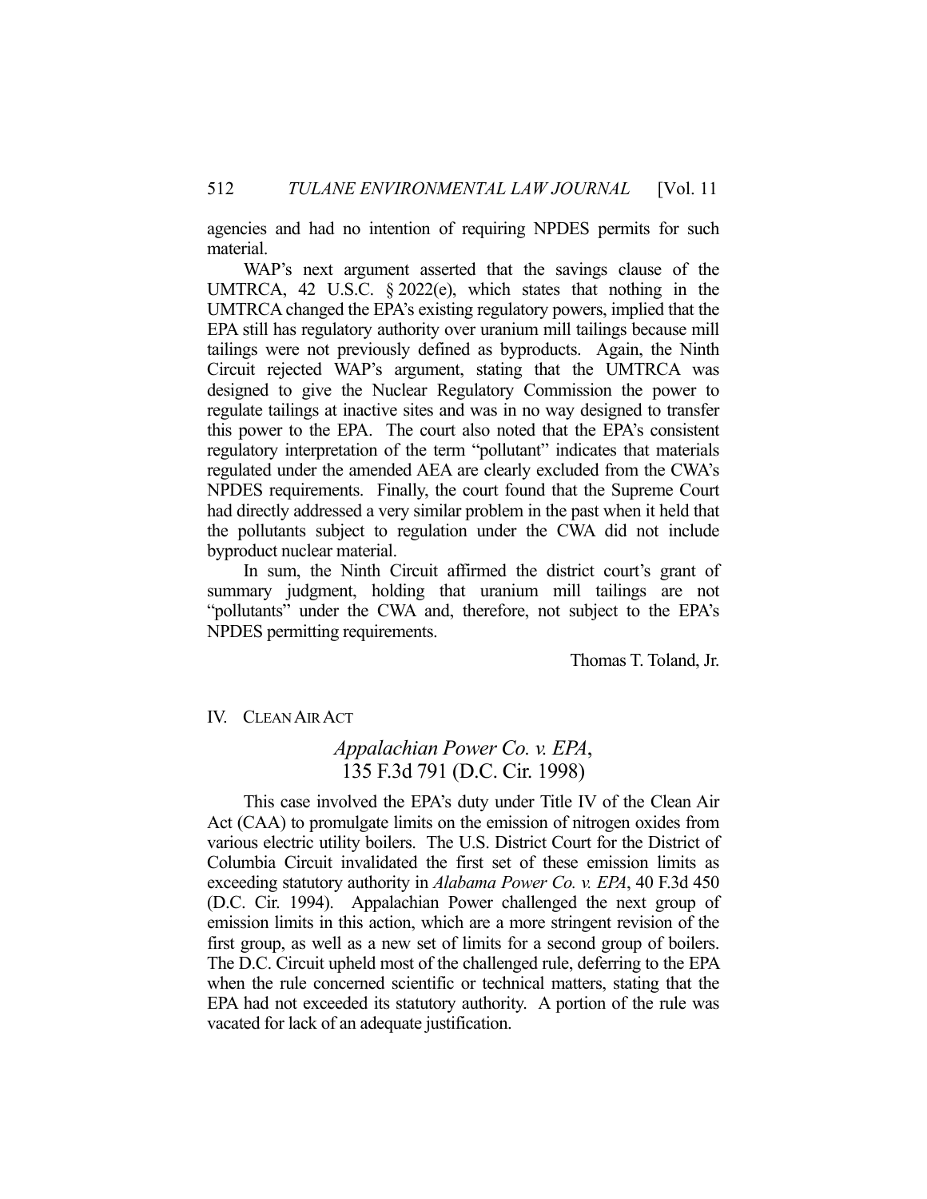agencies and had no intention of requiring NPDES permits for such material.

WAP's next argument asserted that the savings clause of the UMTRCA, 42 U.S.C. § 2022(e), which states that nothing in the UMTRCA changed the EPA's existing regulatory powers, implied that the EPA still has regulatory authority over uranium mill tailings because mill tailings were not previously defined as byproducts. Again, the Ninth Circuit rejected WAP's argument, stating that the UMTRCA was designed to give the Nuclear Regulatory Commission the power to regulate tailings at inactive sites and was in no way designed to transfer this power to the EPA. The court also noted that the EPA's consistent regulatory interpretation of the term "pollutant" indicates that materials regulated under the amended AEA are clearly excluded from the CWA's NPDES requirements. Finally, the court found that the Supreme Court had directly addressed a very similar problem in the past when it held that the pollutants subject to regulation under the CWA did not include byproduct nuclear material.

In sum, the Ninth Circuit affirmed the district court's grant of summary judgment, holding that uranium mill tailings are not "pollutants" under the CWA and, therefore, not subject to the EPA's NPDES permitting requirements.

Thomas T. Toland, Jr.

## IV. CLEAN AIR ACT

### *Appalachian Power Co. v. EPA*, 135 F.3d 791 (D.C. Cir. 1998)

This case involved the EPA's duty under Title IV of the Clean Air Act (CAA) to promulgate limits on the emission of nitrogen oxides from various electric utility boilers. The U.S. District Court for the District of Columbia Circuit invalidated the first set of these emission limits as exceeding statutory authority in *Alabama Power Co. v. EPA*, 40 F.3d 450 (D.C. Cir. 1994). Appalachian Power challenged the next group of emission limits in this action, which are a more stringent revision of the first group, as well as a new set of limits for a second group of boilers. The D.C. Circuit upheld most of the challenged rule, deferring to the EPA when the rule concerned scientific or technical matters, stating that the EPA had not exceeded its statutory authority. A portion of the rule was vacated for lack of an adequate justification.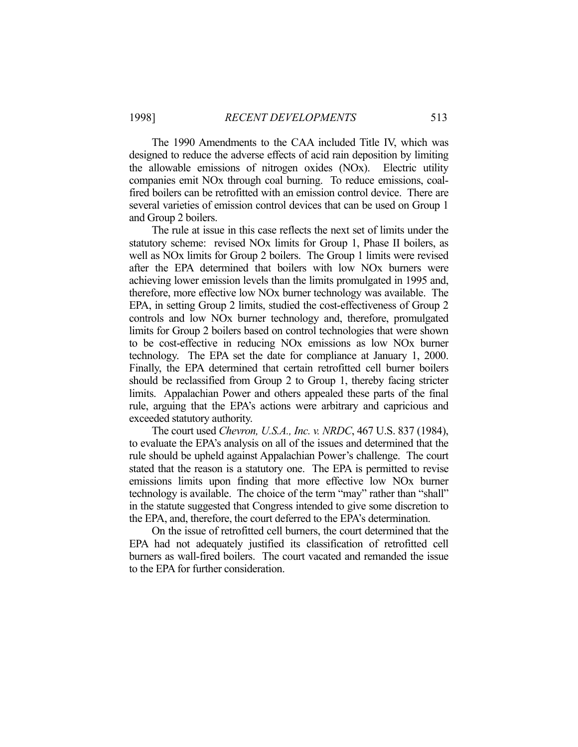The 1990 Amendments to the CAA included Title IV, which was designed to reduce the adverse effects of acid rain deposition by limiting the allowable emissions of nitrogen oxides (NOx). Electric utility companies emit NOx through coal burning. To reduce emissions, coal-fired boilers can be retrofitted with an emission control device. There are several varieties of emission control devices that can be used on Group 1 and Group 2 boilers.

The rule at issue in this case reflects the next set of limits under the statutory scheme: revised NOx limits for Group 1, Phase II boilers, as well as NOx limits for Group 2 boilers. The Group 1 limits were revised after the EPA determined that boilers with low NOx burners were achieving lower emission levels than the limits promulgated in 1995 and, therefore, more effective low NOx burner technology was available. The EPA, in setting Group 2 limits, studied the cost-effectiveness of Group 2 controls and low NOx burner technology and, therefore, promulgated limits for Group 2 boilers based on control technologies that were shown to be cost-effective in reducing NOx emissions as low NOx burner technology. The EPA set the date for compliance at January 1, 2000. Finally, the EPA determined that certain retrofitted cell burner boilers should be reclassified from Group 2 to Group 1, thereby facing stricter limits. Appalachian Power and others appealed these parts of the final rule, arguing that the EPA's actions were arbitrary and capricious and exceeded statutory authority.

The court used *Chevron, U.S.A., Inc. v. NRDC*, 467 U.S. 837 (1984), to evaluate the EPA's analysis on all of the issues and determined that the rule should be upheld against Appalachian Power's challenge. The court stated that the reason is a statutory one. The EPA is permitted to revise emissions limits upon finding that more effective low NOx burner technology is available. The choice of the term "may" rather than "shall" in the statute suggested that Congress intended to give some discretion to the EPA, and, therefore, the court deferred to the EPA's determination.

On the issue of retrofitted cell burners, the court determined that the EPA had not adequately justified its classification of retrofitted cell burners as wall-fired boilers. The court vacated and remanded the issue to the EPA for further consideration.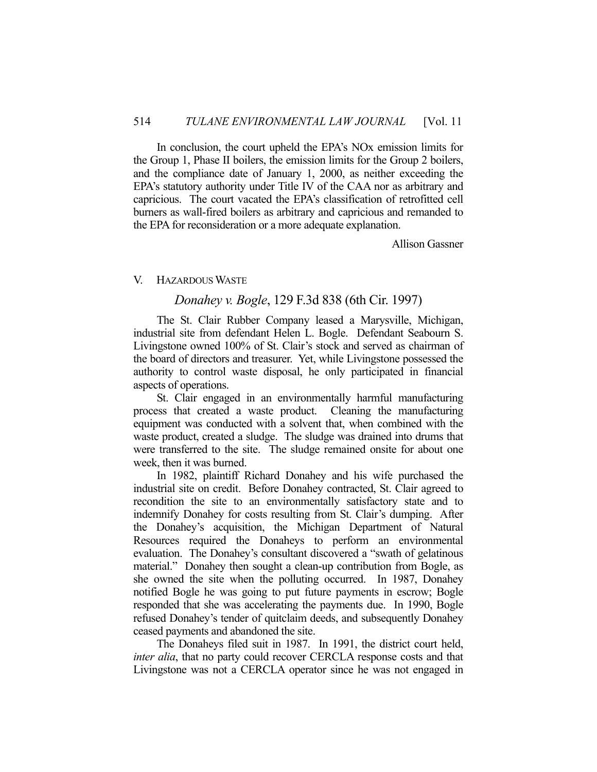In conclusion, the court upheld the EPA's NOx emission limits for the Group 1, Phase II boilers, the emission limits for the Group 2 boilers, and the compliance date of January 1, 2000, as neither exceeding the EPA's statutory authority under Title IV of the CAA nor as arbitrary and capricious. The court vacated the EPA's classification of retrofitted cell burners as wall-fired boilers as arbitrary and capricious and remanded to the EPA for reconsideration or a more adequate explanation.

Allison Gassner

## V. HAZARDOUS WASTE

### *Donahey v. Bogle*, 129 F.3d 838 (6th Cir. 1997)

The St. Clair Rubber Company leased a Marysville, Michigan, industrial site from defendant Helen L. Bogle. Defendant Seabourn S. Livingstone owned 100% of St. Clair's stock and served as chairman of the board of directors and treasurer. Yet, while Livingstone possessed the authority to control waste disposal, he only participated in financial aspects of operations.

St. Clair engaged in an environmentally harmful manufacturing process that created a waste product. Cleaning the manufacturing equipment was conducted with a solvent that, when combined with the waste product, created a sludge. The sludge was drained into drums that were transferred to the site. The sludge remained onsite for about one week, then it was burned.

In 1982, plaintiff Richard Donahey and his wife purchased the industrial site on credit. Before Donahey contracted, St. Clair agreed to recondition the site to an environmentally satisfactory state and to indemnify Donahey for costs resulting from St. Clair's dumping. After the Donahey's acquisition, the Michigan Department of Natural Resources required the Donaheys to perform an environmental evaluation. The Donahey's consultant discovered a "swath of gelatinous material." Donahey then sought a clean-up contribution from Bogle, as she owned the site when the polluting occurred. In 1987, Donahey notified Bogle he was going to put future payments in escrow; Bogle responded that she was accelerating the payments due. In 1990, Bogle refused Donahey's tender of quitclaim deeds, and subsequently Donahey ceased payments and abandoned the site.

The Donaheys filed suit in 1987. In 1991, the district court held, *inter alia*, that no party could recover CERCLA response costs and that Livingstone was not a CERCLA operator since he was not engaged in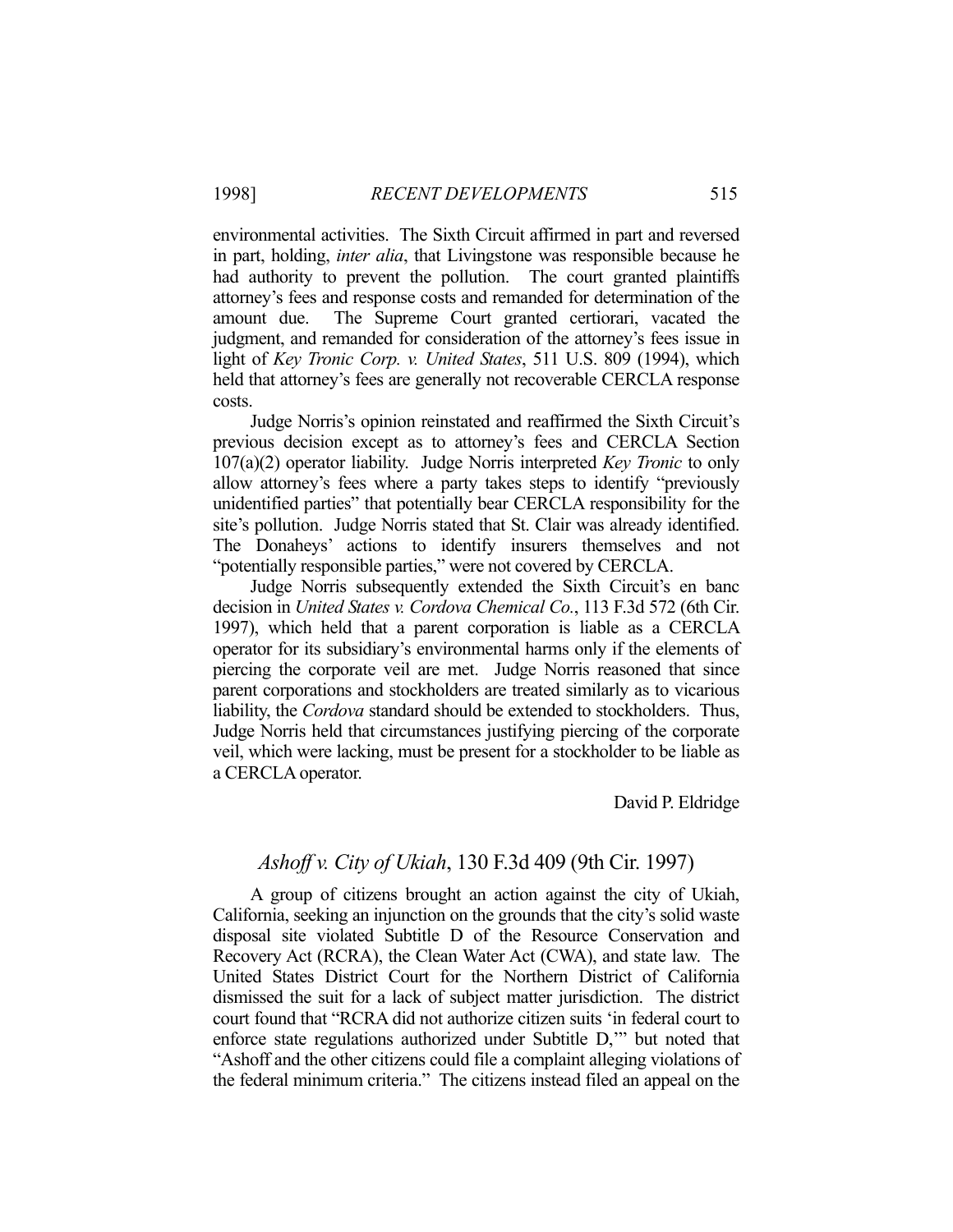environmental activities. The Sixth Circuit affirmed in part and reversed in part, holding, *inter alia*, that Livingstone was responsible because he had authority to prevent the pollution. The court granted plaintiffs attorney's fees and response costs and remanded for determination of the amount due. The Supreme Court granted certiorari, vacated the judgment, and remanded for consideration of the attorney's fees issue in light of *Key Tronic Corp. v. United States*, 511 U.S. 809 (1994), which held that attorney's fees are generally not recoverable CERCLA response costs.

Judge Norris's opinion reinstated and reaffirmed the Sixth Circuit's previous decision except as to attorney's fees and CERCLA Section 107(a)(2) operator liability. Judge Norris interpreted *Key Tronic* to only allow attorney's fees where a party takes steps to identify "previously unidentified parties" that potentially bear CERCLA responsibility for the site's pollution. Judge Norris stated that St. Clair was already identified. The Donaheys' actions to identify insurers themselves and not "potentially responsible parties," were not covered by CERCLA.

Judge Norris subsequently extended the Sixth Circuit's en banc decision in *United States v. Cordova Chemical Co.*, 113 F.3d 572 (6th Cir. 1997), which held that a parent corporation is liable as a CERCLA operator for its subsidiary's environmental harms only if the elements of piercing the corporate veil are met. Judge Norris reasoned that since parent corporations and stockholders are treated similarly as to vicarious liability, the *Cordova* standard should be extended to stockholders. Thus, Judge Norris held that circumstances justifying piercing of the corporate veil, which were lacking, must be present for a stockholder to be liable as a CERCLA operator.

David P. Eldridge

## *Ashoff v. City of Ukiah*, 130 F.3d 409 (9th Cir. 1997)

A group of citizens brought an action against the city of Ukiah, California, seeking an injunction on the grounds that the city's solid waste disposal site violated Subtitle D of the Resource Conservation and Recovery Act (RCRA), the Clean Water Act (CWA), and state law. The United States District Court for the Northern District of California dismissed the suit for a lack of subject matter jurisdiction. The district court found that "RCRA did not authorize citizen suits 'in federal court to enforce state regulations authorized under Subtitle D,'" but noted that "Ashoff and the other citizens could file a complaint alleging violations of the federal minimum criteria." The citizens instead filed an appeal on the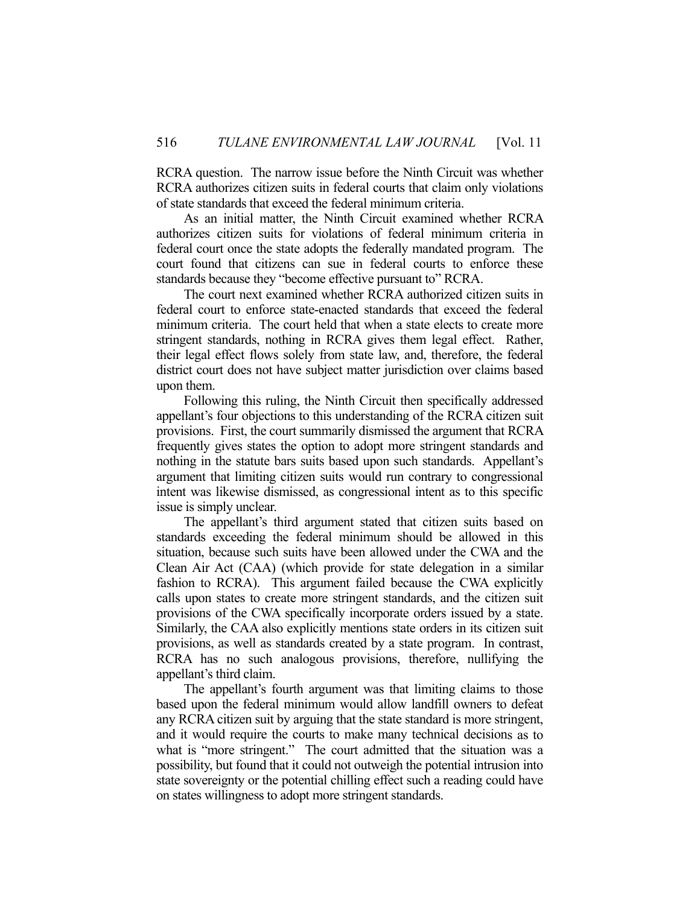RCRA question. The narrow issue before the Ninth Circuit was whether RCRA authorizes citizen suits in federal courts that claim only violations of state standards that exceed the federal minimum criteria.

As an initial matter, the Ninth Circuit examined whether RCRA authorizes citizen suits for violations of federal minimum criteria in federal court once the state adopts the federally mandated program. The court found that citizens can sue in federal courts to enforce these standards because they "become effective pursuant to" RCRA.

The court next examined whether RCRA authorized citizen suits in federal court to enforce state-enacted standards that exceed the federal minimum criteria. The court held that when a state elects to create more stringent standards, nothing in RCRA gives them legal effect. Rather, their legal effect flows solely from state law, and, therefore, the federal district court does not have subject matter jurisdiction over claims based upon them.

Following this ruling, the Ninth Circuit then specifically addressed appellant's four objections to this understanding of the RCRA citizen suit provisions. First, the court summarily dismissed the argument that RCRA frequently gives states the option to adopt more stringent standards and nothing in the statute bars suits based upon such standards. Appellant's argument that limiting citizen suits would run contrary to congressional intent was likewise dismissed, as congressional intent as to this specific issue is simply unclear.

The appellant's third argument stated that citizen suits based on standards exceeding the federal minimum should be allowed in this situation, because such suits have been allowed under the CWA and the Clean Air Act (CAA) (which provide for state delegation in a similar fashion to RCRA). This argument failed because the CWA explicitly calls upon states to create more stringent standards, and the citizen suit provisions of the CWA specifically incorporate orders issued by a state. Similarly, the CAA also explicitly mentions state orders in its citizen suit provisions, as well as standards created by a state program. In contrast, RCRA has no such analogous provisions, therefore, nullifying the appellant's third claim.

The appellant's fourth argument was that limiting claims to those based upon the federal minimum would allow landfill owners to defeat any RCRA citizen suit by arguing that the state standard is more stringent, and it would require the courts to make many technical decisions as to what is "more stringent." The court admitted that the situation was a possibility, but found that it could not outweigh the potential intrusion into state sovereignty or the potential chilling effect such a reading could have on states willingness to adopt more stringent standards.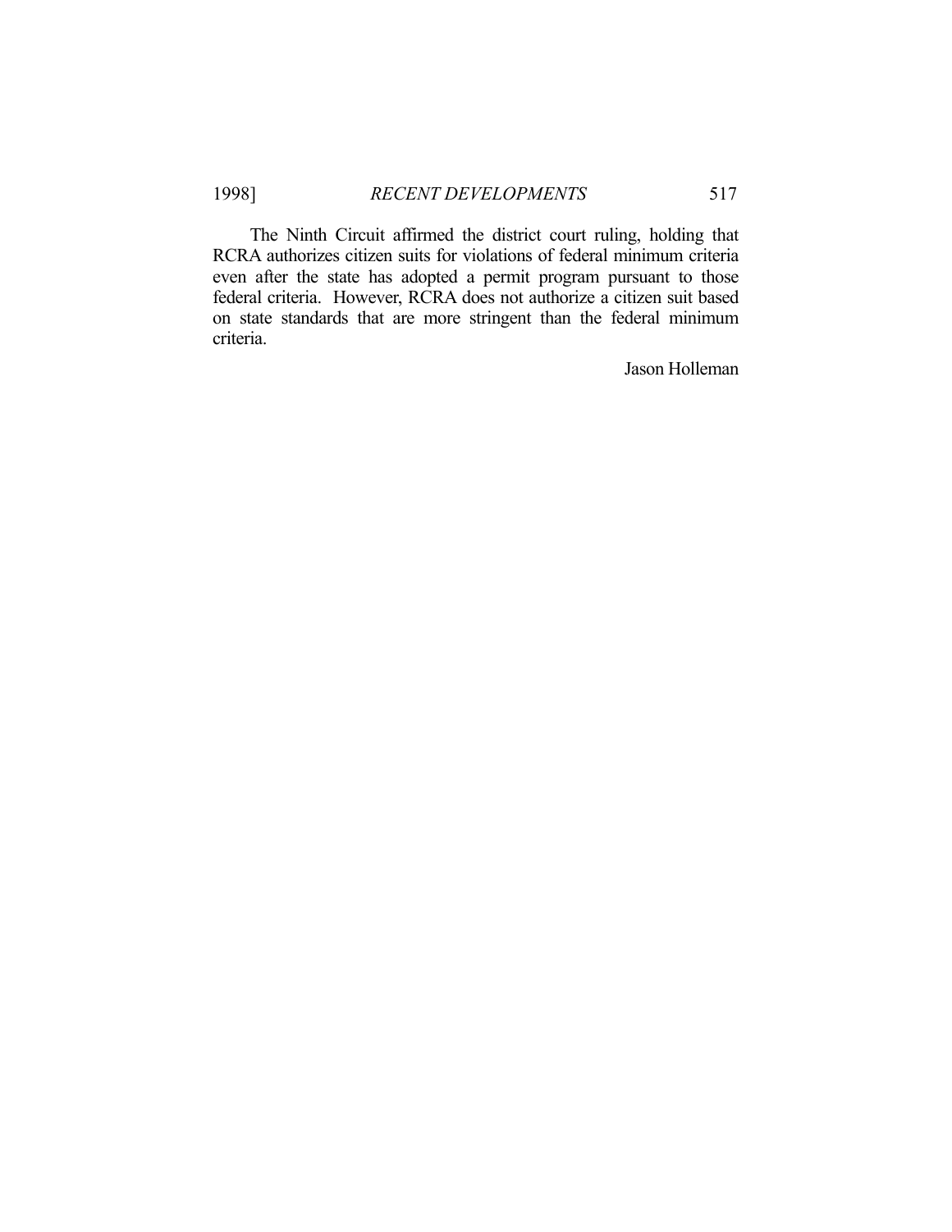The Ninth Circuit affirmed the district court ruling, holding that RCRA authorizes citizen suits for violations of federal minimum criteria even after the state has adopted a permit program pursuant to those federal criteria. However, RCRA does not authorize a citizen suit based on state standards that are more stringent than the federal minimum criteria.

Jason Holleman